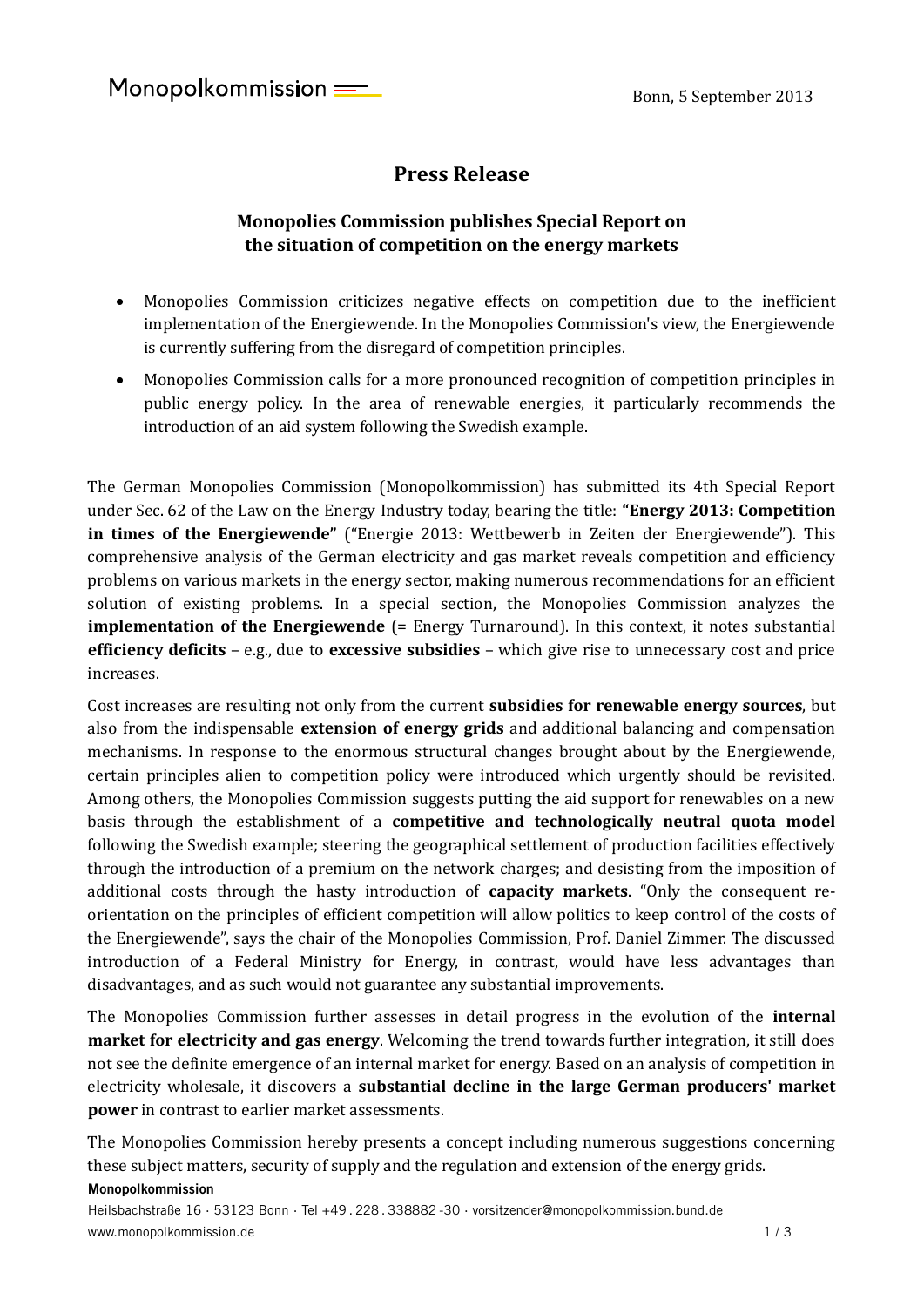Monopolkommission

Bonn, 5 September 2013

# Press Release

## Monopolies Commission publishes Special Report on the situation of competition on the energy markets

- Monopolies Commission criticizes negative effects on competition due to the inefficient implementation of the Energiewende. In the Monopolies Commission's view, the Energiewende is currently suffering from the disregard of competition principles.
- Monopolies Commission calls for a more pronounced recognition of competition principles in public energy policy. In the area of renewable energies, it particularly recommends the introduction of an aid system following the Swedish example.

The German Monopolies Commission (Monopolkommission) has submitted its 4th Special Report under Sec. 62 of the Law on the Energy Industry today, bearing the title: **"Energy 2013: Competition in times of the Energiewende"** ("Energie 2013: Wettbewerb in Zeiten der Energiewende"). This comprehensive analysis of the German electricity and gas market reveals competition and efficiency problems on various markets in the energy sector, making numerous recommendations for an efficient solution of existing problems. In a special section, the Monopolies Commission analyzes the **implementation of the Energiewende** (= Energy Turnaround). In this context, it notes substantial **efficiency deficits** – e.g., due to **excessive subsidies** – which give rise to unnecessary cost and price increases.

Cost increases are resulting not only from the current **subsidies for renewable energy sources**, but also from the indispensable **extension of energy grids** and additional balancing and compensation mechanisms. In response to the enormous structural changes brought about by the Energiewende, certain principles alien to competition policy were introduced which urgently should be revisited. Among others, the Monopolies Commission suggests putting the aid support for renewables on a new basis through the establishment of a **competitive and technologically neutral quota model** following the Swedish example; steering the geographical settlement of production facilities effectively through the introduction of a premium on the network charges; and desisting from the imposition of additional costs through the hasty introduction of **capacity markets**. "Only the consequent re-orientation on the principles of efficient competition will allow politics to keep control of the costs of the Energiewende", says the chair of the Monopolies Commission, Prof. Daniel Zimmer. The discussed introduction of a Federal Ministry for Energy, in contrast, would have less advantages than disadvantages, and as such would not guarantee any substantial improvements.

The Monopolies Commission further assesses in detail progress in the evolution of the **internal market for electricity and gas energy**. Welcoming the trend towards further integration, it still does not see the definite emergence of an internal market for energy. Based on an analysis of competition in electricity wholesale, it discovers a **substantial decline in the large German producers' market power** in contrast to earlier market assessments.

The Monopolies Commission hereby presents a concept including numerous suggestions concerning these subject matters, security of supply and the regulation and extension of the energy grids.

**Monopolkommission**

Heilsbachstraße 16 · 53123 Bonn · Tel +49 . 228 . 338882 -30 · vorsitzender@monopolkommission.bund.de
www.monopolkommission.de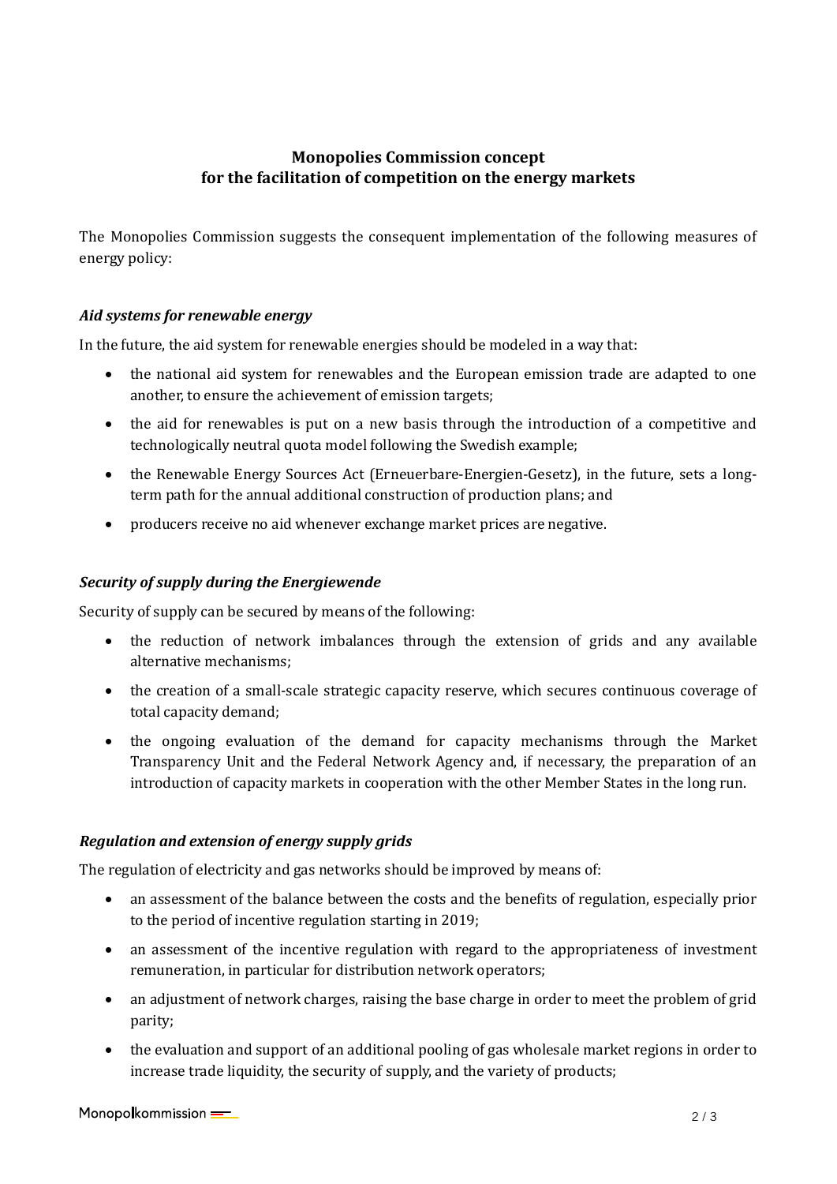## Monopolies Commission concept for the facilitation of competition on the energy markets

The Monopolies Commission suggests the consequent implementation of the following measures of energy policy:

### *Aid systems for renewable energy*

In the future, the aid system for renewable energies should be modeled in a way that:

- the national aid system for renewables and the European emission trade are adapted to one another, to ensure the achievement of emission targets;
- the aid for renewables is put on a new basis through the introduction of a competitive and technologically neutral quota model following the Swedish example;
- the Renewable Energy Sources Act (Erneuerbare-Energien-Gesetz), in the future, sets a long-term path for the annual additional construction of production plans; and
- producers receive no aid whenever exchange market prices are negative.

### *Security of supply during the Energiewende*

Security of supply can be secured by means of the following:

- the reduction of network imbalances through the extension of grids and any available alternative mechanisms;
- the creation of a small-scale strategic capacity reserve, which secures continuous coverage of total capacity demand;
- the ongoing evaluation of the demand for capacity mechanisms through the Market Transparency Unit and the Federal Network Agency and, if necessary, the preparation of an introduction of capacity markets in cooperation with the other Member States in the long run.

### *Regulation and extension of energy supply grids*

The regulation of electricity and gas networks should be improved by means of:

- an assessment of the balance between the costs and the benefits of regulation, especially prior to the period of incentive regulation starting in 2019;
- an assessment of the incentive regulation with regard to the appropriateness of investment remuneration, in particular for distribution network operators;
- an adjustment of network charges, raising the base charge in order to meet the problem of grid parity;
- the evaluation and support of an additional pooling of gas wholesale market regions in order to increase trade liquidity, the security of supply, and the variety of products;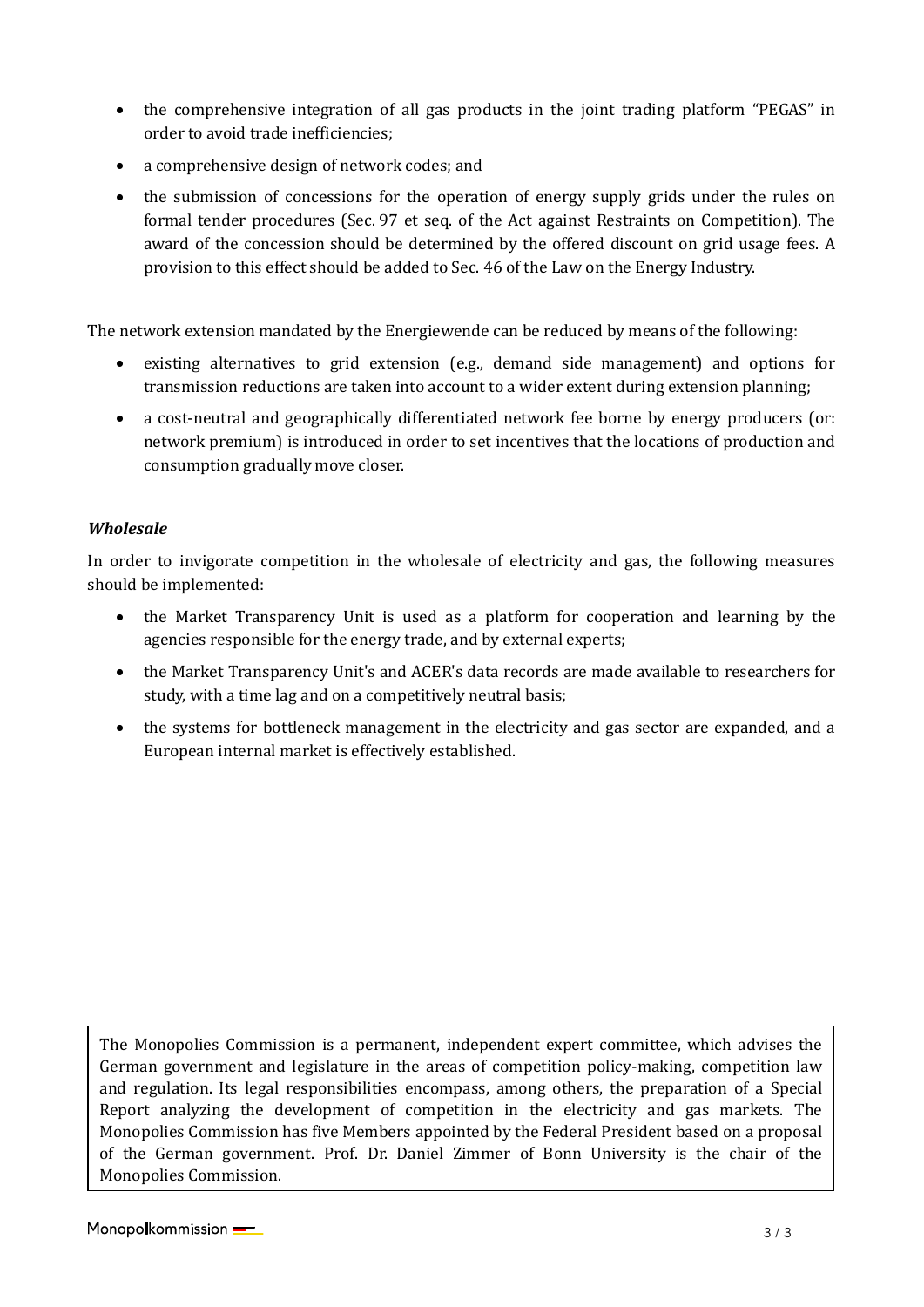- the comprehensive integration of all gas products in the joint trading platform "PEGAS" in order to avoid trade inefficiencies;
- a comprehensive design of network codes; and
- the submission of concessions for the operation of energy supply grids under the rules on formal tender procedures (Sec. 97 et seq. of the Act against Restraints on Competition). The award of the concession should be determined by the offered discount on grid usage fees. A provision to this effect should be added to Sec. 46 of the Law on the Energy Industry.

The network extension mandated by the Energiewende can be reduced by means of the following:

- existing alternatives to grid extension (e.g., demand side management) and options for transmission reductions are taken into account to a wider extent during extension planning;
- a cost-neutral and geographically differentiated network fee borne by energy producers (or: network premium) is introduced in order to set incentives that the locations of production and consumption gradually move closer.

***Wholesale***

In order to invigorate competition in the wholesale of electricity and gas, the following measures should be implemented:

- the Market Transparency Unit is used as a platform for cooperation and learning by the agencies responsible for the energy trade, and by external experts;
- the Market Transparency Unit's and ACER's data records are made available to researchers for study, with a time lag and on a competitively neutral basis;
- the systems for bottleneck management in the electricity and gas sector are expanded, and a European internal market is effectively established.

The Monopolies Commission is a permanent, independent expert committee, which advises the German government and legislature in the areas of competition policy-making, competition law and regulation. Its legal responsibilities encompass, among others, the preparation of a Special Report analyzing the development of competition in the electricity and gas markets. The Monopolies Commission has five Members appointed by the Federal President based on a proposal of the German government. Prof. Dr. Daniel Zimmer of Bonn University is the chair of the Monopolies Commission.